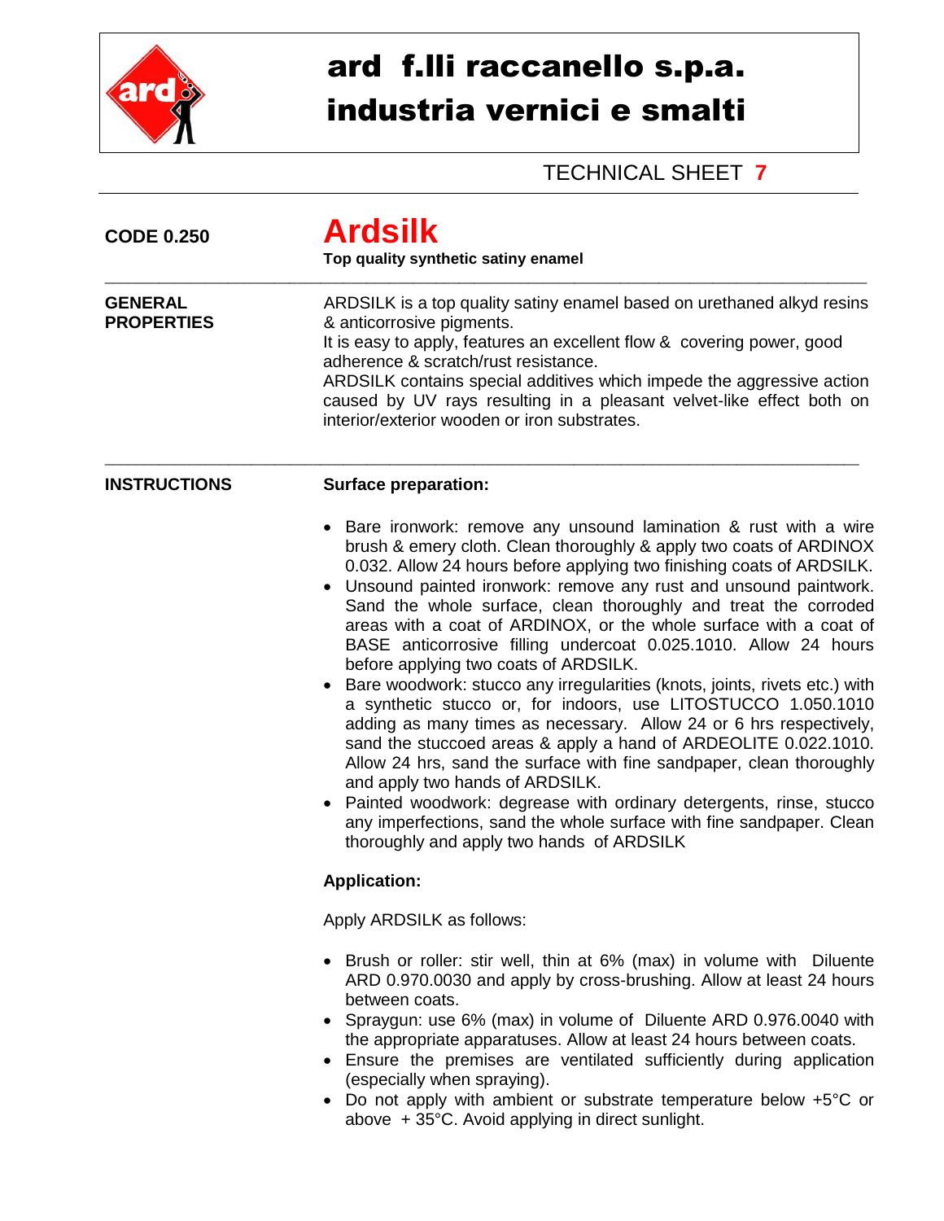# ard f.lli raccanello s.p.a.
# industria vernici e smalti

TECHNICAL SHEET **7**

**CODE 0.250**

# Ardsilk

**Top quality synthetic satiny enamel**

---

**GENERAL PROPERTIES**

ARDSILK is a top quality satiny enamel based on urethaned alkyd resins & anticorrosive pigments.
It is easy to apply, features an excellent flow & covering power, good adherence & scratch/rust resistance.
ARDSILK contains special additives which impede the aggressive action caused by UV rays resulting in a pleasant velvet-like effect both on interior/exterior wooden or iron substrates.

---

**INSTRUCTIONS**

**Surface preparation:**

- Bare ironwork: remove any unsound lamination & rust with a wire brush & emery cloth. Clean thoroughly & apply two coats of ARDINOX 0.032. Allow 24 hours before applying two finishing coats of ARDSILK.
- Unsound painted ironwork: remove any rust and unsound paintwork. Sand the whole surface, clean thoroughly and treat the corroded areas with a coat of ARDINOX, or the whole surface with a coat of BASE anticorrosive filling undercoat 0.025.1010. Allow 24 hours before applying two coats of ARDSILK.
- Bare woodwork: stucco any irregularities (knots, joints, rivets etc.) with a synthetic stucco or, for indoors, use LITOSTUCCO 1.050.1010 adding as many times as necessary. Allow 24 or 6 hrs respectively, sand the stuccoed areas & apply a hand of ARDEOLITE 0.022.1010. Allow 24 hrs, sand the surface with fine sandpaper, clean thoroughly and apply two hands of ARDSILK.
- Painted woodwork: degrease with ordinary detergents, rinse, stucco any imperfections, sand the whole surface with fine sandpaper. Clean thoroughly and apply two hands of ARDSILK

**Application:**

Apply ARDSILK as follows:

- Brush or roller: stir well, thin at 6% (max) in volume with Diluente ARD 0.970.0030 and apply by cross-brushing. Allow at least 24 hours between coats.
- Spraygun: use 6% (max) in volume of Diluente ARD 0.976.0040 with the appropriate apparatuses. Allow at least 24 hours between coats.
- Ensure the premises are ventilated sufficiently during application (especially when spraying).
- Do not apply with ambient or substrate temperature below +5°C or above + 35°C. Avoid applying in direct sunlight.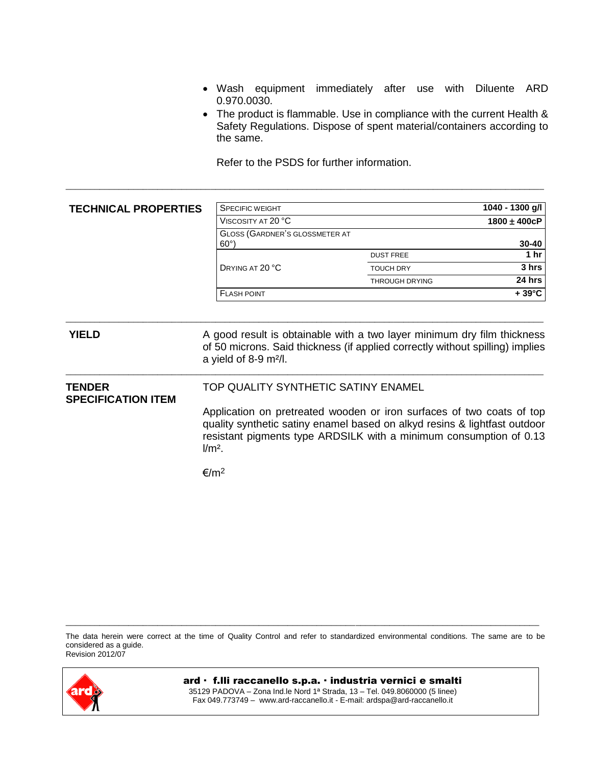- Wash equipment immediately after use with Diluente ARD 0.970.0030.
- The product is flammable. Use in compliance with the current Health & Safety Regulations. Dispose of spent material/containers according to the same.

Refer to the PSDS for further information.

## TECHNICAL PROPERTIES

| | | |
|---|---|---|
| SPECIFIC WEIGHT | | **1040 - 1300 g/l** |
| VISCOSITY AT 20 °C | | **1800 ± 400cP** |
| GLOSS (GARDNER'S GLOSSMETER AT 60°) | | **30-40** |
| DRYING AT 20 °C | DUST FREE | **1 hr** |
| | TOUCH DRY | **3 hrs** |
| | THROUGH DRYING | **24 hrs** |
| FLASH POINT | | **+ 39°C** |

## YIELD

A good result is obtainable with a two layer minimum dry film thickness of 50 microns. Said thickness (if applied correctly without spilling) implies a yield of 8-9 m²/l.

## TENDER SPECIFICATION ITEM

TOP QUALITY SYNTHETIC SATINY ENAMEL

Application on pretreated wooden or iron surfaces of two coats of top quality synthetic satiny enamel based on alkyd resins & lightfast outdoor resistant pigments type ARDSILK with a minimum consumption of 0.13 l/m².

€/m²

The data herein were correct at the time of Quality Control and refer to standardized environmental conditions. The same are to be considered as a guide.
Revision 2012/07

**ard · f.lli raccanello s.p.a. · industria vernici e smalti**
35129 PADOVA – Zona Ind.le Nord 1ª Strada, 13 – Tel. 049.8060000 (5 linee)
Fax 049.773749 – www.ard-raccanello.it - E-mail: ardspa@ard-raccanello.it